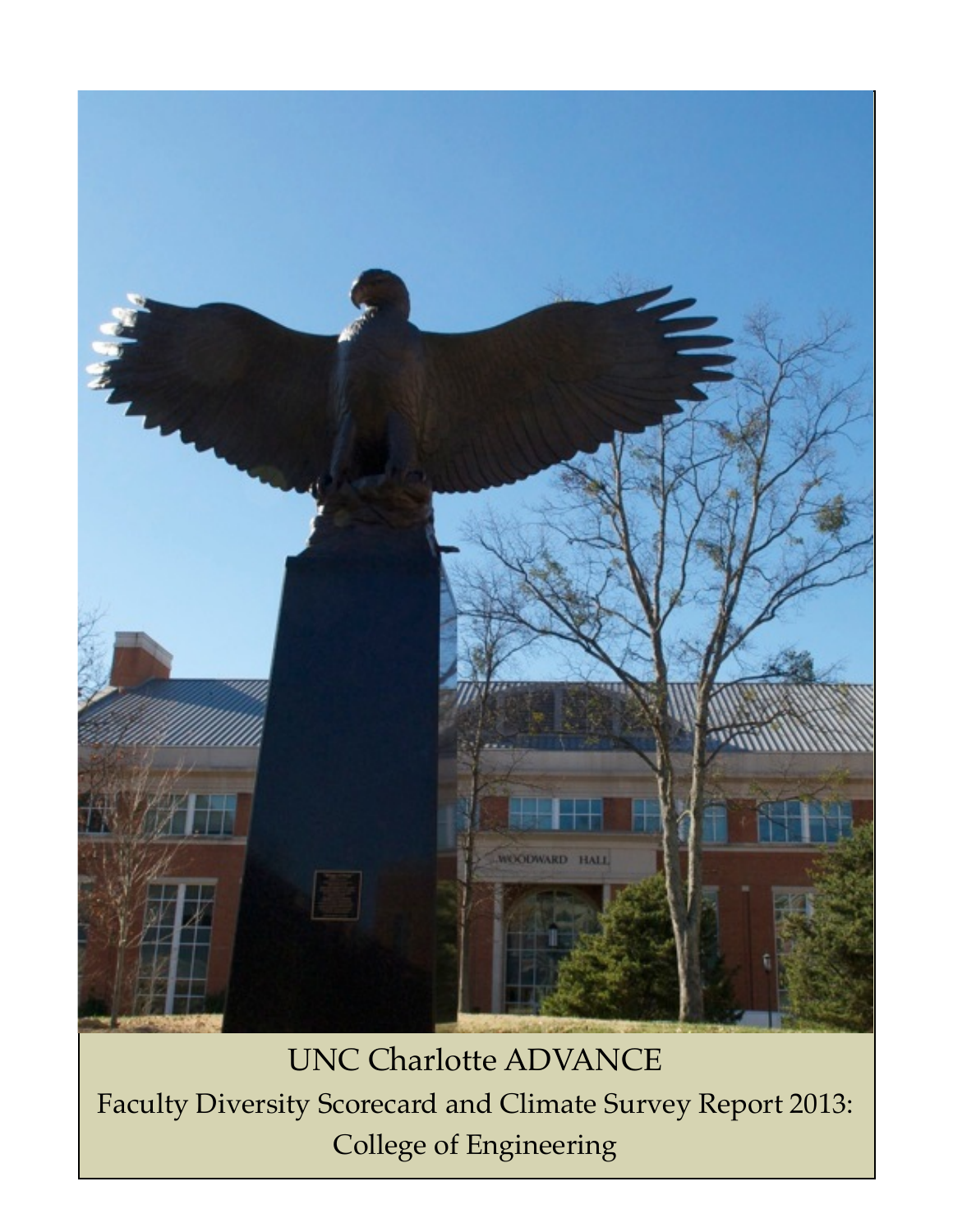UNC Charlotte ADVANCE

Faculty Diversity Scorecard and Climate Survey Report 2013: College of Engineering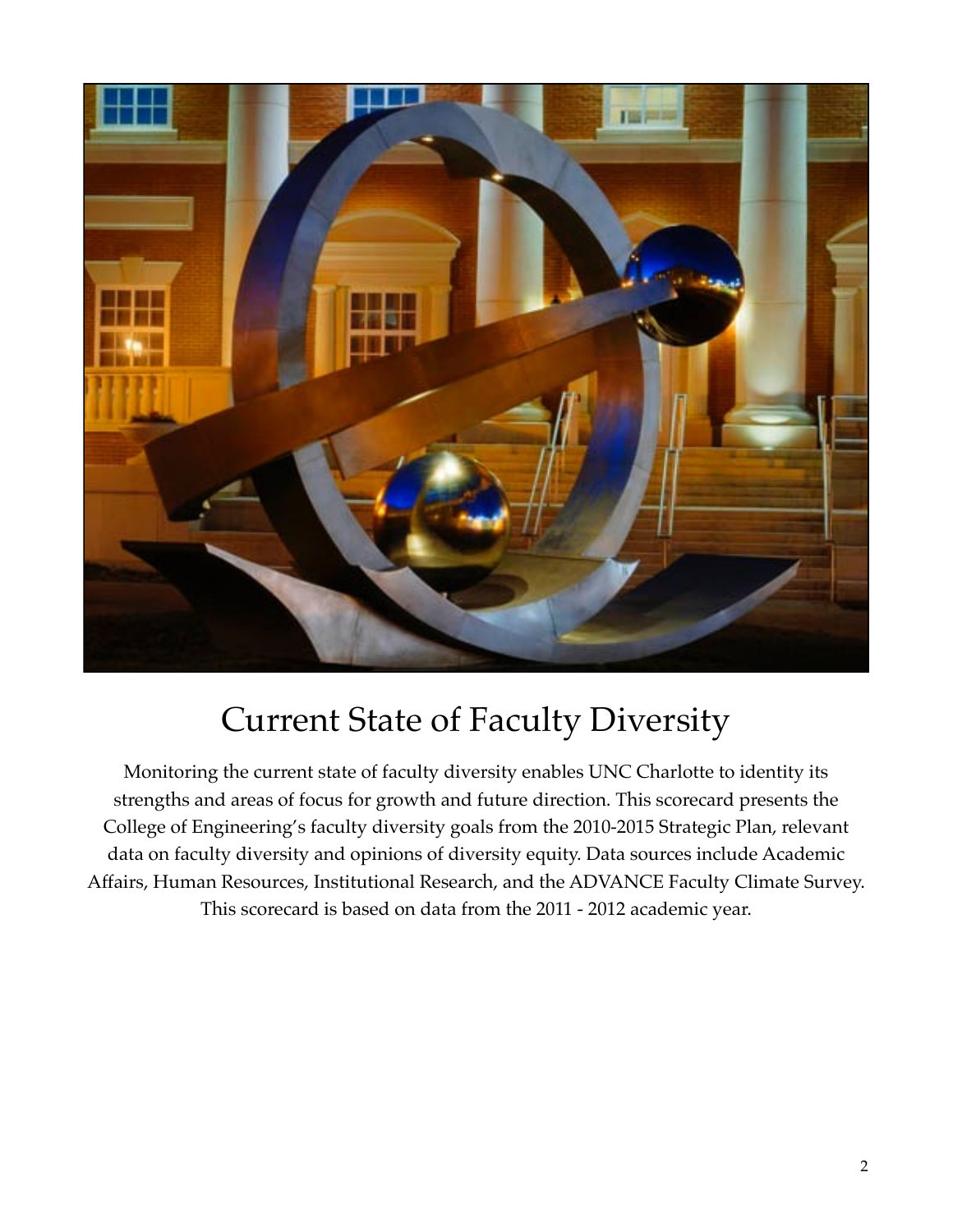# Current State of Faculty Diversity

Monitoring the current state of faculty diversity enables UNC Charlotte to identity its strengths and areas of focus for growth and future direction. This scorecard presents the College of Engineering's faculty diversity goals from the 2010-2015 Strategic Plan, relevant data on faculty diversity and opinions of diversity equity. Data sources include Academic Affairs, Human Resources, Institutional Research, and the ADVANCE Faculty Climate Survey. This scorecard is based on data from the 2011 - 2012 academic year.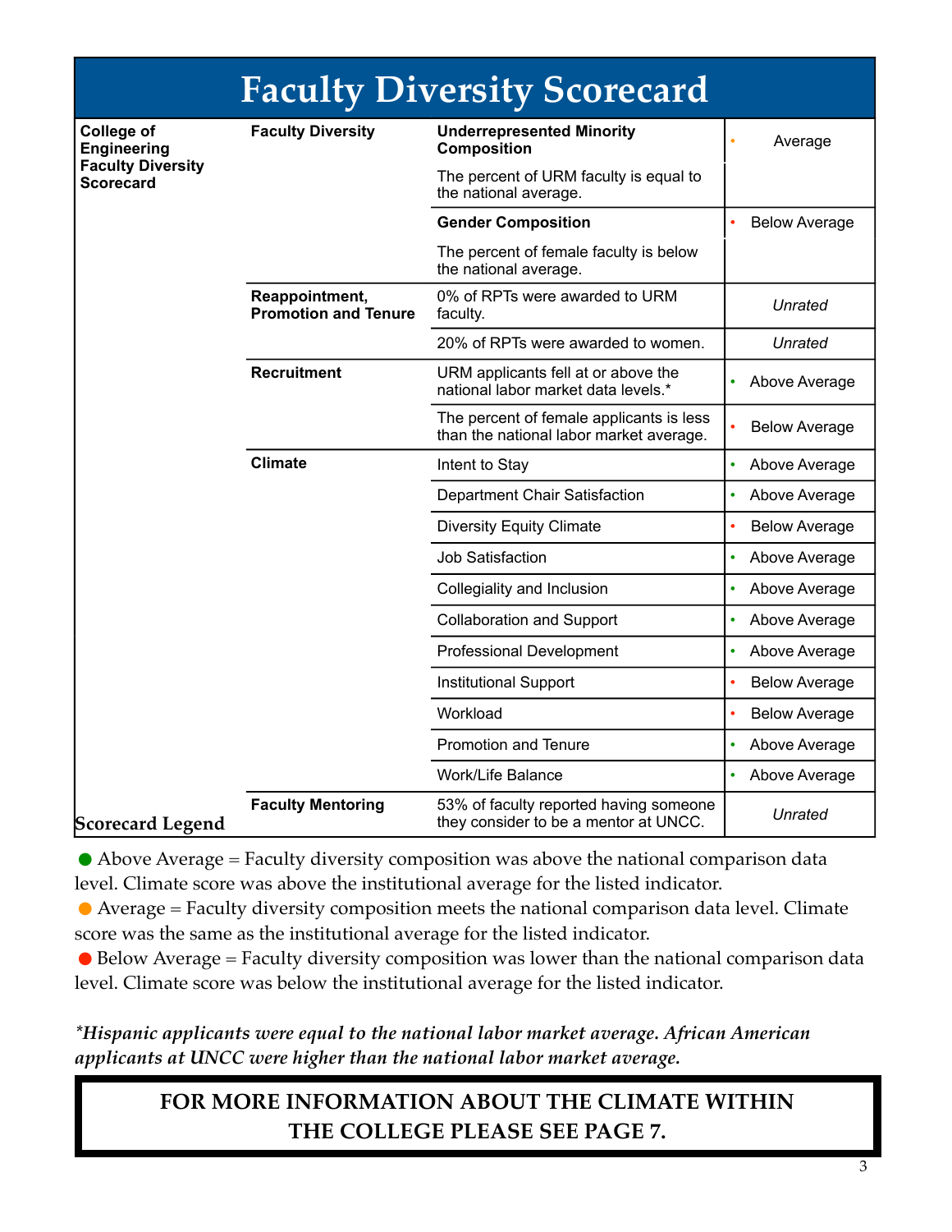# Faculty Diversity Scorecard

| College of Engineering Faculty Diversity Scorecard | | | |
|---|---|---|---|
| | **Faculty Diversity** | **Underrepresented Minority Composition**<br>The percent of URM faculty is equal to the national average. | Average |
| | | **Gender Composition**<br>The percent of female faculty is below the national average. | Below Average |
| | **Reappointment, Promotion and Tenure** | 0% of RPTs were awarded to URM faculty. | *Unrated* |
| | | 20% of RPTs were awarded to women. | *Unrated* |
| | **Recruitment** | URM applicants fell at or above the national labor market data levels.* | Above Average |
| | | The percent of female applicants is less than the national labor market average. | Below Average |
| | **Climate** | Intent to Stay | Above Average |
| | | Department Chair Satisfaction | Above Average |
| | | Diversity Equity Climate | Below Average |
| | | Job Satisfaction | Above Average |
| | | Collegiality and Inclusion | Above Average |
| | | Collaboration and Support | Above Average |
| | | Professional Development | Above Average |
| | | Institutional Support | Below Average |
| | | Workload | Below Average |
| | | Promotion and Tenure | Above Average |
| | | Work/Life Balance | Above Average |
| | **Faculty Mentoring** | 53% of faculty reported having someone they consider to be a mentor at UNCC. | *Unrated* |

## Scorecard Legend

- ● Above Average = Faculty diversity composition was above the national comparison data level. Climate score was above the institutional average for the listed indicator.
- ● Average = Faculty diversity composition meets the national comparison data level. Climate score was the same as the institutional average for the listed indicator.
- ● Below Average = Faculty diversity composition was lower than the national comparison data level. Climate score was below the institutional average for the listed indicator.

***Hispanic applicants were equal to the national labor market average. African American applicants at UNCC were higher than the national labor market average.***

**FOR MORE INFORMATION ABOUT THE CLIMATE WITHIN THE COLLEGE PLEASE SEE PAGE 7.**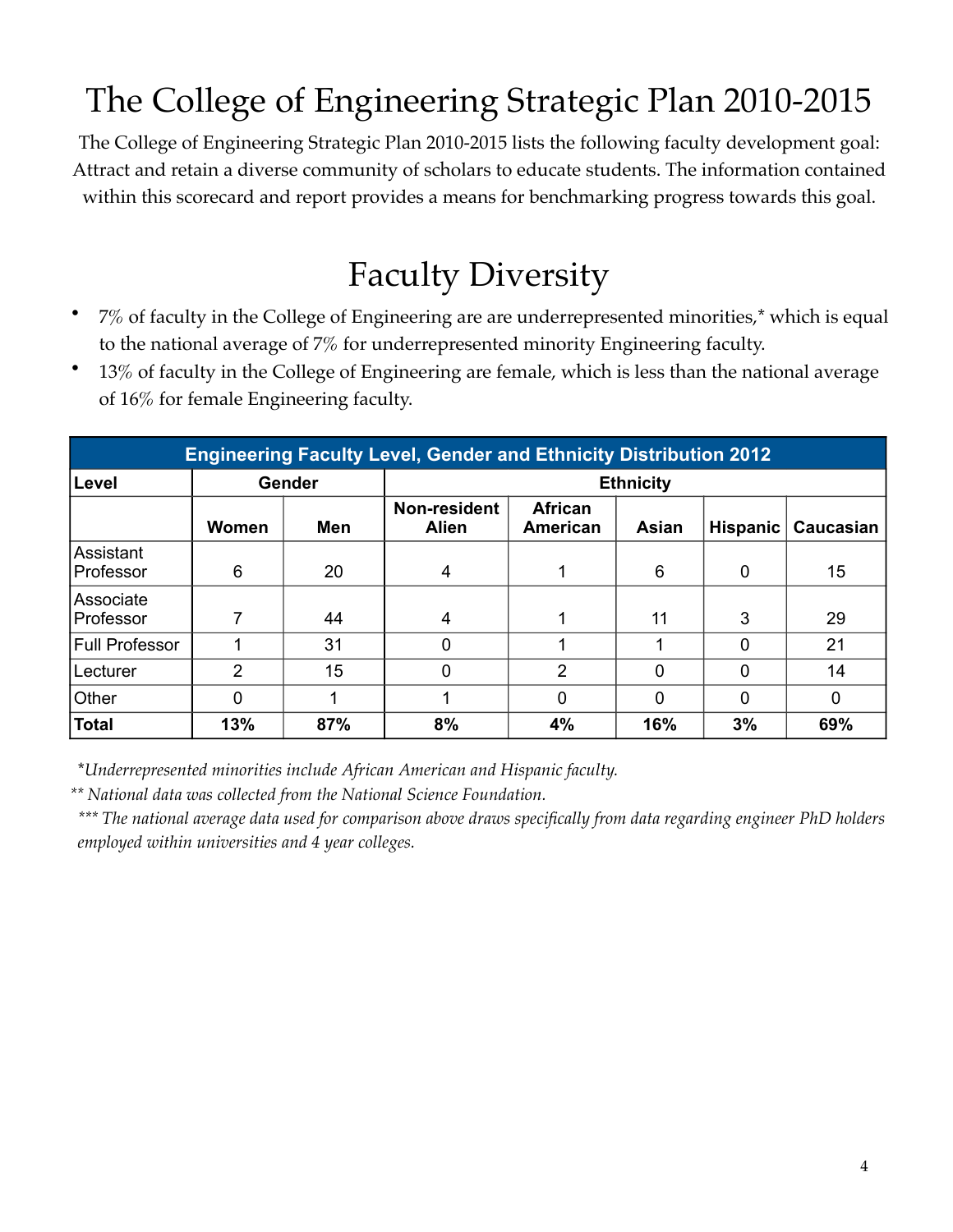# The College of Engineering Strategic Plan 2010-2015

The College of Engineering Strategic Plan 2010-2015 lists the following faculty development goal: Attract and retain a diverse community of scholars to educate students. The information contained within this scorecard and report provides a means for benchmarking progress towards this goal.

# Faculty Diversity

- 7% of faculty in the College of Engineering are are underrepresented minorities,* which is equal to the national average of 7% for underrepresented minority Engineering faculty.
- 13% of faculty in the College of Engineering are female, which is less than the national average of 16% for female Engineering faculty.

| Engineering Faculty Level, Gender and Ethnicity Distribution 2012 | | | | | | | |
|---|---|---|---|---|---|---|---|
| **Level** | **Gender** | | **Ethnicity** | | | | |
| | **Women** | **Men** | **Non-resident Alien** | **African American** | **Asian** | **Hispanic** | **Caucasian** |
| Assistant Professor | 6 | 20 | 4 | 1 | 6 | 0 | 15 |
| Associate Professor | 7 | 44 | 4 | 1 | 11 | 3 | 29 |
| Full Professor | 1 | 31 | 0 | 1 | 1 | 0 | 21 |
| Lecturer | 2 | 15 | 0 | 2 | 0 | 0 | 14 |
| Other | 0 | 1 | 1 | 0 | 0 | 0 | 0 |
| **Total** | **13%** | **87%** | **8%** | **4%** | **16%** | **3%** | **69%** |

*\*Underrepresented minorities include African American and Hispanic faculty.*

*\*\* National data was collected from the National Science Foundation.*

*\*\*\* The national average data used for comparison above draws specifically from data regarding engineer PhD holders employed within universities and 4 year colleges.*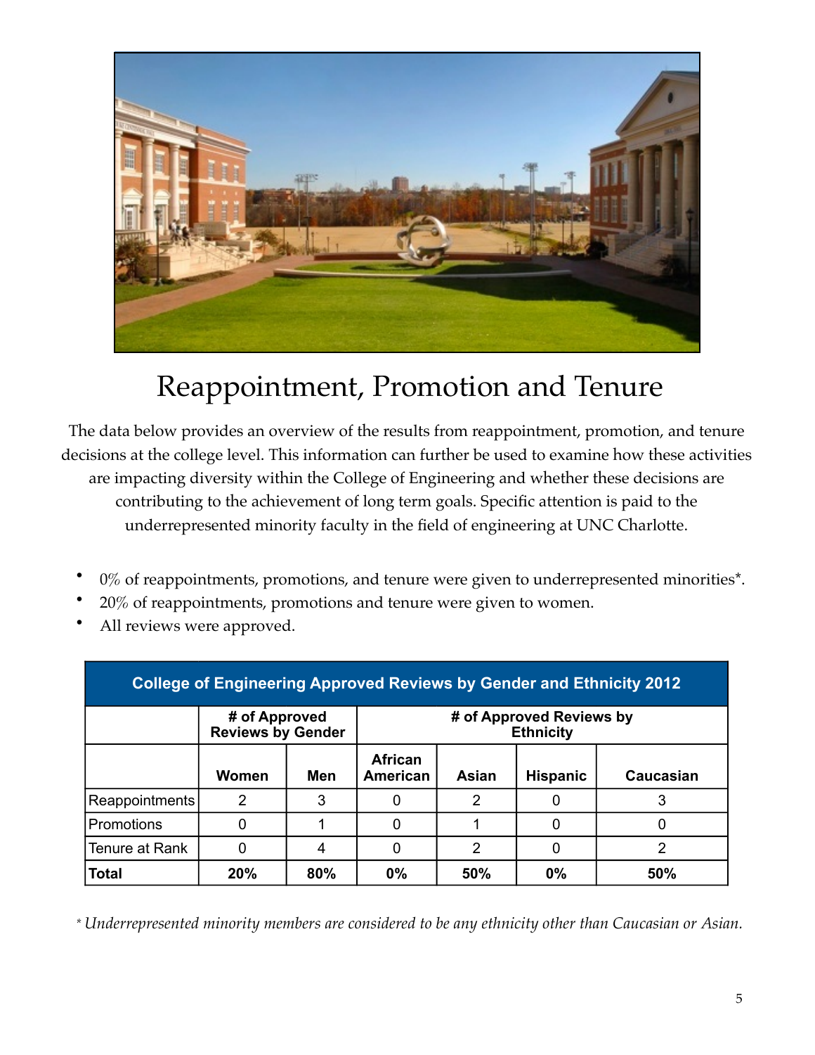# Reappointment, Promotion and Tenure

The data below provides an overview of the results from reappointment, promotion, and tenure decisions at the college level. This information can further be used to examine how these activities are impacting diversity within the College of Engineering and whether these decisions are contributing to the achievement of long term goals. Specific attention is paid to the underrepresented minority faculty in the field of engineering at UNC Charlotte.

- 0% of reappointments, promotions, and tenure were given to underrepresented minorities*.
- 20% of reappointments, promotions and tenure were given to women.
- All reviews were approved.

**College of Engineering Approved Reviews by Gender and Ethnicity 2012**

| | # of Approved Reviews by Gender | | # of Approved Reviews by Ethnicity | | | |
|---|---|---|---|---|---|---|
| | **Women** | **Men** | **African American** | **Asian** | **Hispanic** | **Caucasian** |
| Reappointments | 2 | 3 | 0 | 2 | 0 | 3 |
| Promotions | 0 | 1 | 0 | 1 | 0 | 0 |
| Tenure at Rank | 0 | 4 | 0 | 2 | 0 | 2 |
| **Total** | **20%** | **80%** | **0%** | **50%** | **0%** | **50%** |

*\* Underrepresented minority members are considered to be any ethnicity other than Caucasian or Asian.*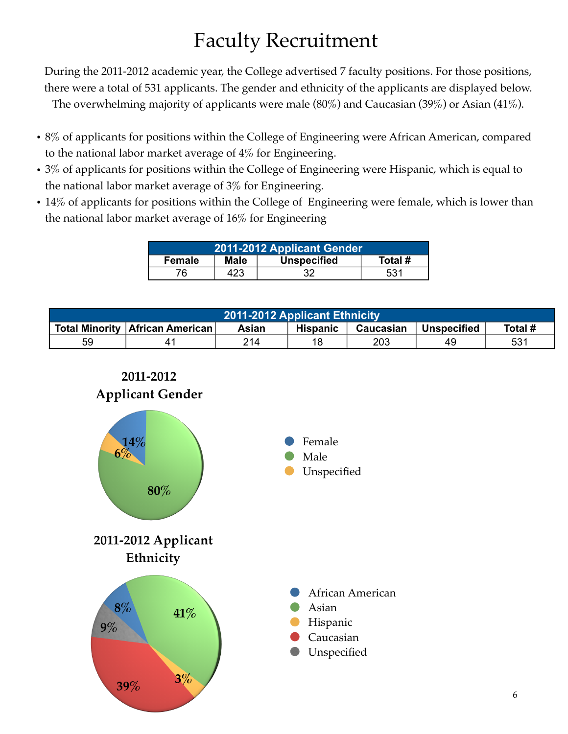# Faculty Recruitment

During the 2011-2012 academic year, the College advertised 7 faculty positions. For those positions, there were a total of 531 applicants. The gender and ethnicity of the applicants are displayed below. The overwhelming majority of applicants were male (80%) and Caucasian (39%) or Asian (41%).

- 8% of applicants for positions within the College of Engineering were African American, compared to the national labor market average of 4% for Engineering.
- 3% of applicants for positions within the College of Engineering were Hispanic, which is equal to the national labor market average of 3% for Engineering.
- 14% of applicants for positions within the College of Engineering were female, which is lower than the national labor market average of 16% for Engineering

| 2011-2012 Applicant Gender | | | |
|---|---|---|---|
| Female | Male | Unspecified | Total # |
| 76 | 423 | 32 | 531 |

| 2011-2012 Applicant Ethnicity | | | | | | |
|---|---|---|---|---|---|---|
| Total Minority | African American | Asian | Hispanic | Caucasian | Unspecified | Total # |
| 59 | 41 | 214 | 18 | 203 | 49 | 531 |

**2011-2012 Applicant Gender**

- Female: 14%
- Male: 80%
- Unspecified: 6%

**2011-2012 Applicant Ethnicity**

- African American: 8%
- Asian: 41%
- Hispanic: 3%
- Caucasian: 39%
- Unspecified: 9%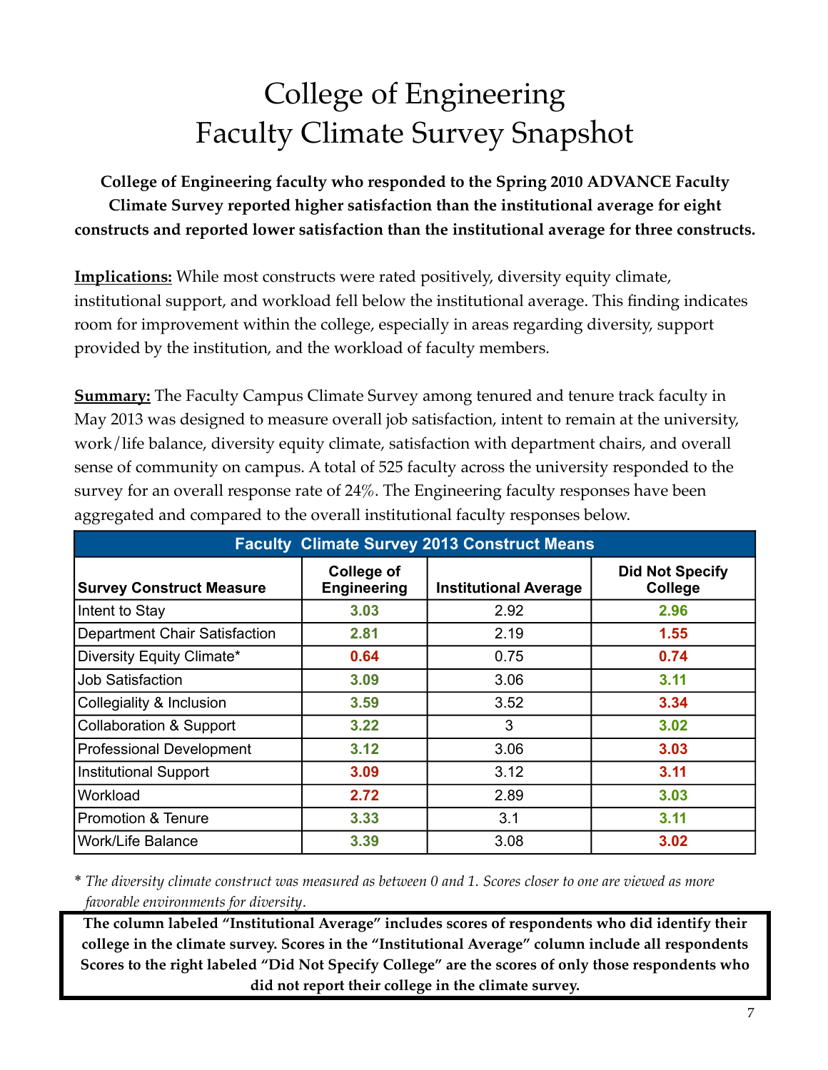# College of Engineering
# Faculty Climate Survey Snapshot

**College of Engineering faculty who responded to the Spring 2010 ADVANCE Faculty Climate Survey reported higher satisfaction than the institutional average for eight constructs and reported lower satisfaction than the institutional average for three constructs.**

**Implications:** While most constructs were rated positively, diversity equity climate, institutional support, and workload fell below the institutional average. This finding indicates room for improvement within the college, especially in areas regarding diversity, support provided by the institution, and the workload of faculty members.

**Summary:** The Faculty Campus Climate Survey among tenured and tenure track faculty in May 2013 was designed to measure overall job satisfaction, intent to remain at the university, work/life balance, diversity equity climate, satisfaction with department chairs, and overall sense of community on campus. A total of 525 faculty across the university responded to the survey for an overall response rate of 24%. The Engineering faculty responses have been aggregated and compared to the overall institutional faculty responses below.

**Faculty Climate Survey 2013 Construct Means**

| Survey Construct Measure | College of Engineering | Institutional Average | Did Not Specify College |
|---|---|---|---|
| Intent to Stay | 3.03 | 2.92 | 2.96 |
| Department Chair Satisfaction | 2.81 | 2.19 | 1.55 |
| Diversity Equity Climate* | 0.64 | 0.75 | 0.74 |
| Job Satisfaction | 3.09 | 3.06 | 3.11 |
| Collegiality & Inclusion | 3.59 | 3.52 | 3.34 |
| Collaboration & Support | 3.22 | 3 | 3.02 |
| Professional Development | 3.12 | 3.06 | 3.03 |
| Institutional Support | 3.09 | 3.12 | 3.11 |
| Workload | 2.72 | 2.89 | 3.03 |
| Promotion & Tenure | 3.33 | 3.1 | 3.11 |
| Work/Life Balance | 3.39 | 3.08 | 3.02 |

* *The diversity climate construct was measured as between 0 and 1. Scores closer to one are viewed as more favorable environments for diversity.*

**The column labeled "Institutional Average" includes scores of respondents who did identify their college in the climate survey. Scores in the "Institutional Average" column include all respondents Scores to the right labeled "Did Not Specify College" are the scores of only those respondents who did not report their college in the climate survey.**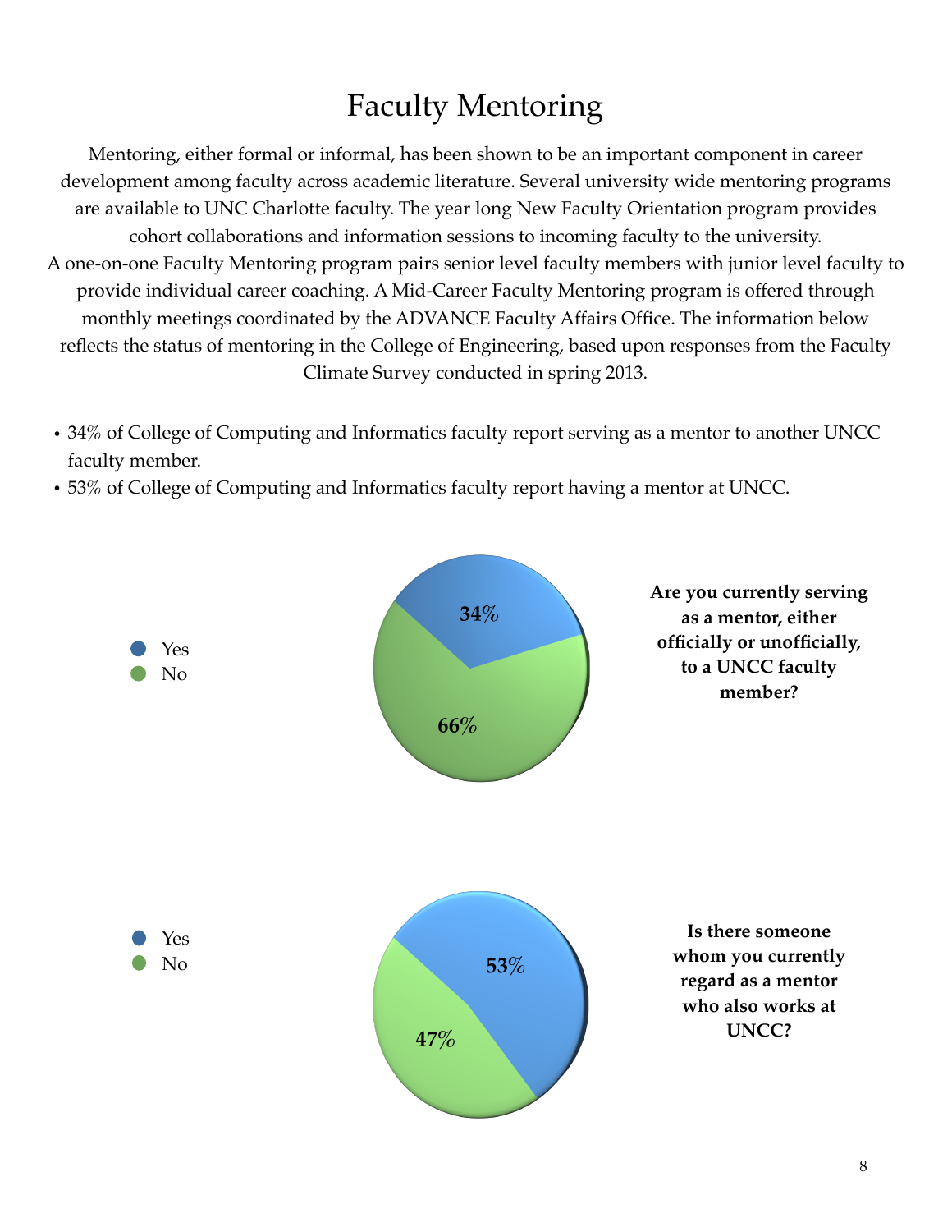# Faculty Mentoring

Mentoring, either formal or informal, has been shown to be an important component in career development among faculty across academic literature. Several university wide mentoring programs are available to UNC Charlotte faculty. The year long New Faculty Orientation program provides cohort collaborations and information sessions to incoming faculty to the university. A one-on-one Faculty Mentoring program pairs senior level faculty members with junior level faculty to provide individual career coaching. A Mid-Career Faculty Mentoring program is offered through monthly meetings coordinated by the ADVANCE Faculty Affairs Office. The information below reflects the status of mentoring in the College of Engineering, based upon responses from the Faculty Climate Survey conducted in spring 2013.

- 34% of College of Computing and Informatics faculty report serving as a mentor to another UNCC faculty member.
- 53% of College of Computing and Informatics faculty report having a mentor at UNCC.

Yes
No

34%
66%

**Are you currently serving as a mentor, either officially or unofficially, to a UNCC faculty member?**

Yes
No

53%
47%

**Is there someone whom you currently regard as a mentor who also works at UNCC?**